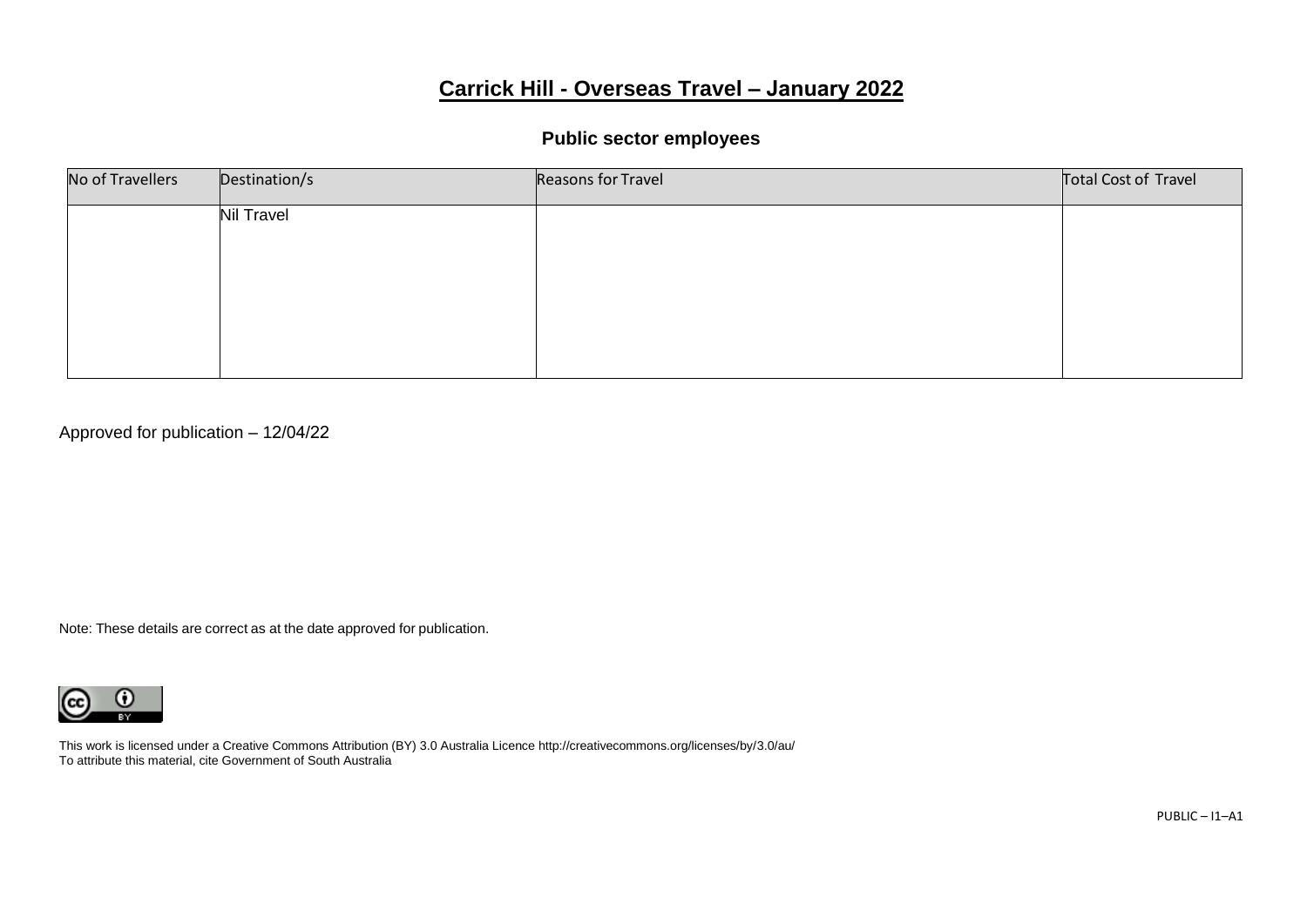# Carrick Hill - Overseas Travel – January 2022

## Public sector employees

| No of Travellers | Destination/s | Reasons for Travel | Total Cost of Travel |
|---|---|---|---|
| | Nil Travel | | |

Approved for publication – 12/04/22

Note: These details are correct as at the date approved for publication.

This work is licensed under a Creative Commons Attribution (BY) 3.0 Australia Licence http://creativecommons.org/licenses/by/3.0/au/
To attribute this material, cite Government of South Australia

PUBLIC – I1–A1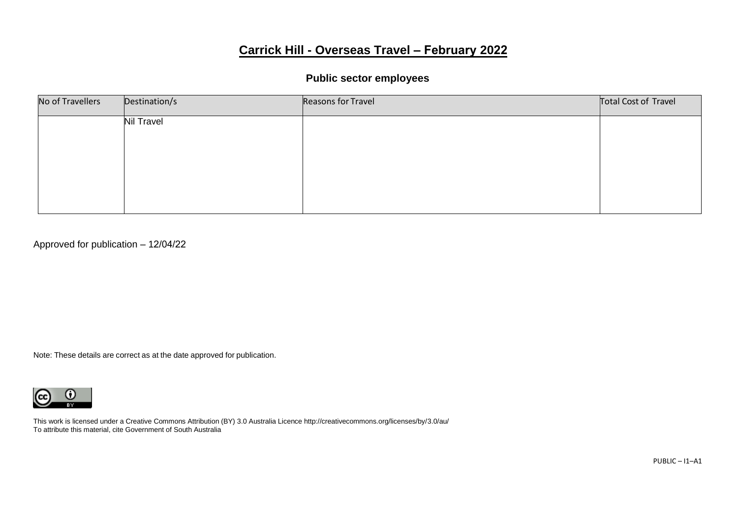# Carrick Hill - Overseas Travel – February 2022

## Public sector employees

| No of Travellers | Destination/s | Reasons for Travel | Total Cost of Travel |
|---|---|---|---|
| | Nil Travel | | |

Approved for publication – 12/04/22

Note: These details are correct as at the date approved for publication.

This work is licensed under a Creative Commons Attribution (BY) 3.0 Australia Licence http://creativecommons.org/licenses/by/3.0/au/
To attribute this material, cite Government of South Australia

PUBLIC – I1–A1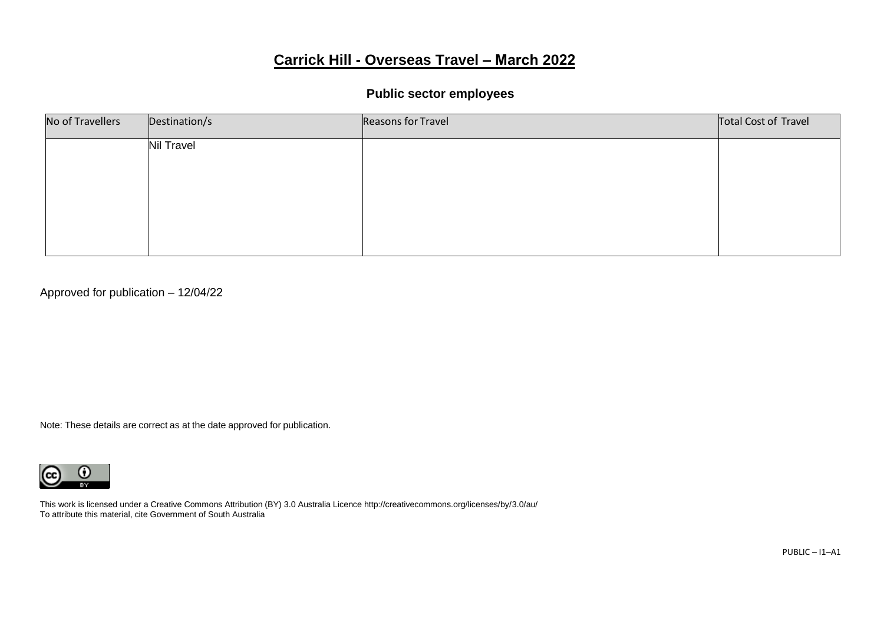# Carrick Hill - Overseas Travel – March 2022

## Public sector employees

| No of Travellers | Destination/s | Reasons for Travel | Total Cost of Travel |
|---|---|---|---|
| | Nil Travel | | |

Approved for publication – 12/04/22

Note: These details are correct as at the date approved for publication.

This work is licensed under a Creative Commons Attribution (BY) 3.0 Australia Licence http://creativecommons.org/licenses/by/3.0/au/
To attribute this material, cite Government of South Australia

PUBLIC – I1–A1